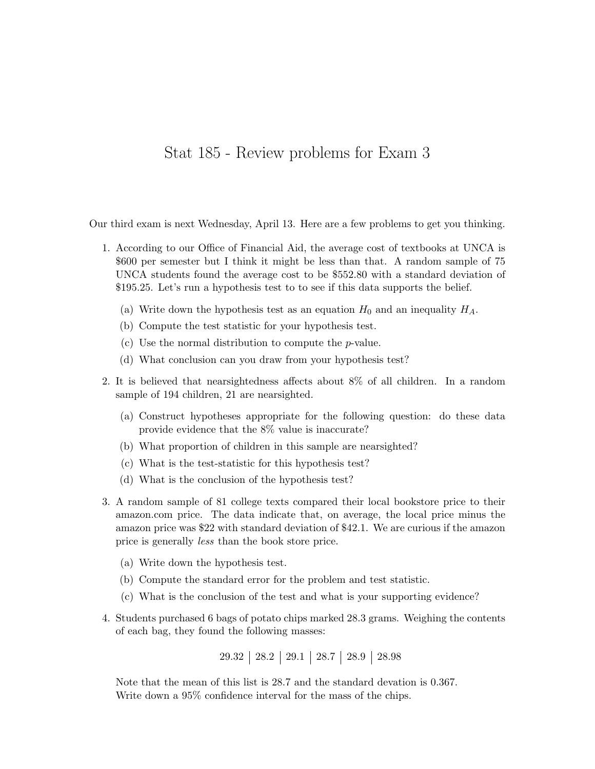# Stat 185 - Review problems for Exam 3

Our third exam is next Wednesday, April 13. Here are a few problems to get you thinking.

1. According to our Office of Financial Aid, the average cost of textbooks at UNCA is \$600 per semester but I think it might be less than that. A random sample of 75 UNCA students found the average cost to be \$552.80 with a standard deviation of \$195.25. Let's run a hypothesis test to to see if this data supports the belief.

   (a) Write down the hypothesis test as an equation $H_0$ and an inequality $H_A$.

   (b) Compute the test statistic for your hypothesis test.

   (c) Use the normal distribution to compute the $p$-value.

   (d) What conclusion can you draw from your hypothesis test?

2. It is believed that nearsightedness affects about 8% of all children. In a random sample of 194 children, 21 are nearsighted.

   (a) Construct hypotheses appropriate for the following question: do these data provide evidence that the 8% value is inaccurate?

   (b) What proportion of children in this sample are nearsighted?

   (c) What is the test-statistic for this hypothesis test?

   (d) What is the conclusion of the hypothesis test?

3. A random sample of 81 college texts compared their local bookstore price to their amazon.com price. The data indicate that, on average, the local price minus the amazon price was \$22 with standard deviation of \$42.1. We are curious if the amazon price is generally *less* than the book store price.

   (a) Write down the hypothesis test.

   (b) Compute the standard error for the problem and test statistic.

   (c) What is the conclusion of the test and what is your supporting evidence?

4. Students purchased 6 bags of potato chips marked 28.3 grams. Weighing the contents of each bag, they found the following masses:

   29.32 | 28.2 | 29.1 | 28.7 | 28.9 | 28.98

   Note that the mean of this list is 28.7 and the standard devation is 0.367.
   Write down a 95% confidence interval for the mass of the chips.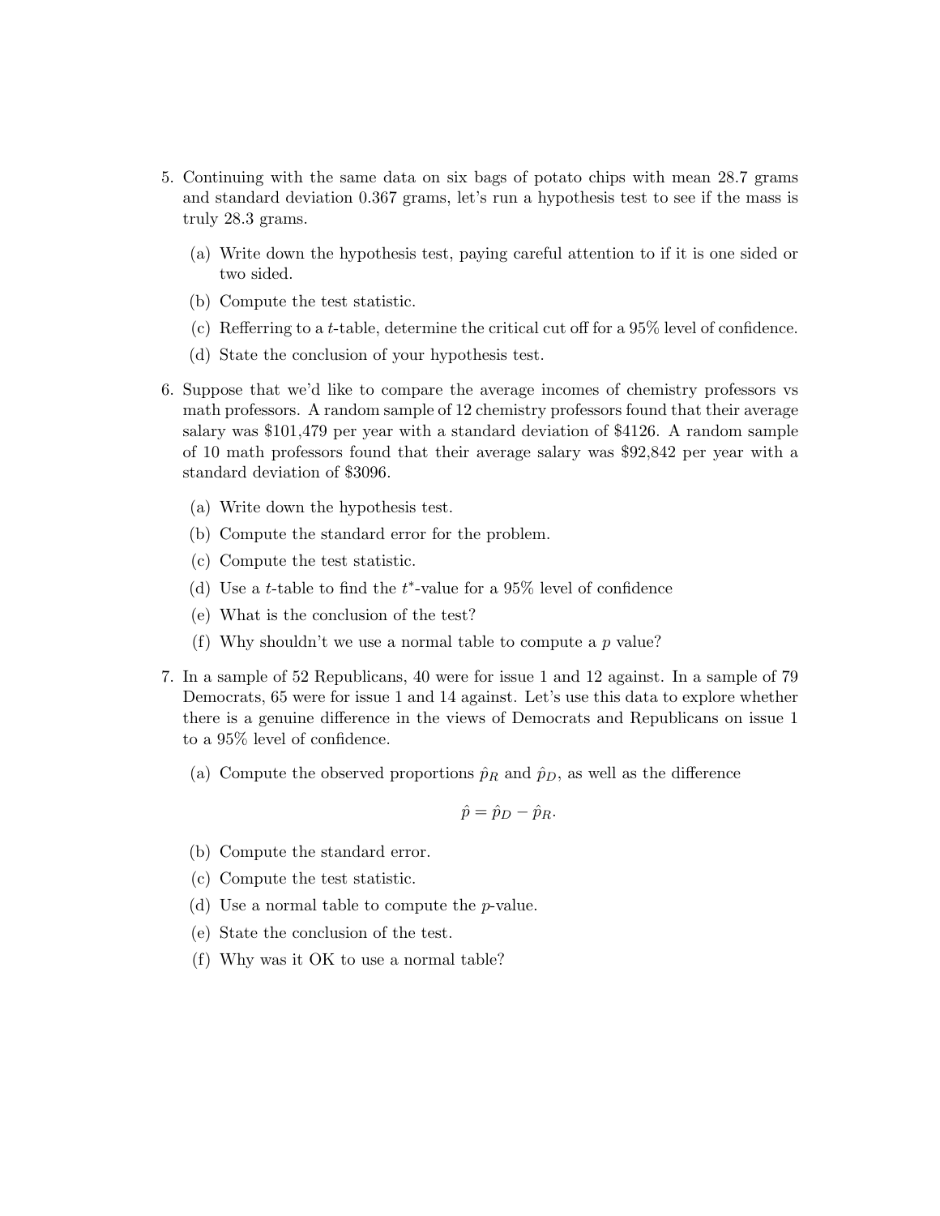5. Continuing with the same data on six bags of potato chips with mean 28.7 grams and standard deviation 0.367 grams, let's run a hypothesis test to see if the mass is truly 28.3 grams.

   (a) Write down the hypothesis test, paying careful attention to if it is one sided or two sided.

   (b) Compute the test statistic.

   (c) Refferring to a $t$-table, determine the critical cut off for a 95% level of confidence.

   (d) State the conclusion of your hypothesis test.

6. Suppose that we'd like to compare the average incomes of chemistry professors vs math professors. A random sample of 12 chemistry professors found that their average salary was \$101,479 per year with a standard deviation of \$4126. A random sample of 10 math professors found that their average salary was \$92,842 per year with a standard deviation of \$3096.

   (a) Write down the hypothesis test.

   (b) Compute the standard error for the problem.

   (c) Compute the test statistic.

   (d) Use a $t$-table to find the $t^*$-value for a 95% level of confidence

   (e) What is the conclusion of the test?

   (f) Why shouldn't we use a normal table to compute a $p$ value?

7. In a sample of 52 Republicans, 40 were for issue 1 and 12 against. In a sample of 79 Democrats, 65 were for issue 1 and 14 against. Let's use this data to explore whether there is a genuine difference in the views of Democrats and Republicans on issue 1 to a 95% level of confidence.

   (a) Compute the observed proportions $\hat{p}_R$ and $\hat{p}_D$, as well as the difference

   $$\hat{p} = \hat{p}_D - \hat{p}_R.$$

   (b) Compute the standard error.

   (c) Compute the test statistic.

   (d) Use a normal table to compute the $p$-value.

   (e) State the conclusion of the test.

   (f) Why was it OK to use a normal table?